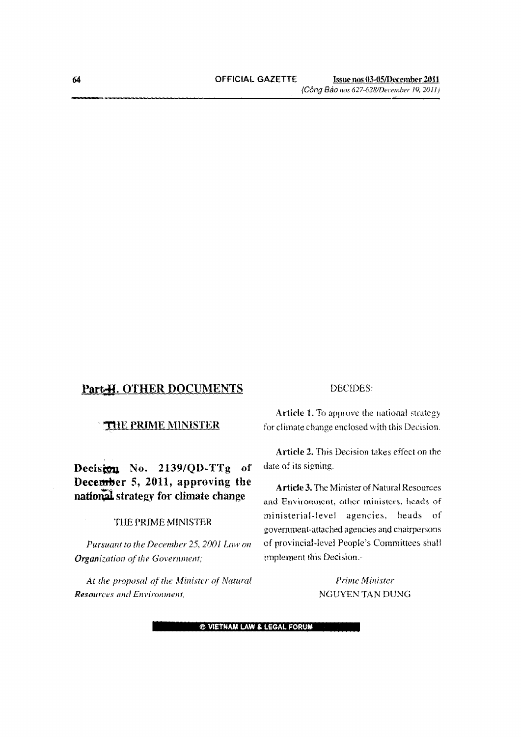## Part II. OTHER DOCUMENTS

### THE PRIME MINISTER

## Decision No. 2139/QD-TTg of December 5, 2011, approving the national strategy for climate change

THE PRIME MINISTER

*Pursuant to the December 25, 2001 Law on Organization of the Government;*

*At the proposal of the Minister of Natural Resources and Environment,*

DECIDES:

**Article 1.** To approve the national strategy for climate change enclosed with this Decision.

**Article 2.** This Decision takes effect on the date of its signing.

**Article 3.** The Minister of Natural Resources and Environment, other ministers, heads of ministerial-level agencies, heads of government-attached agencies and chairpersons of provincial-level People's Committees shall implement this Decision.-

*Prime Minister*
NGUYEN TAN DUNG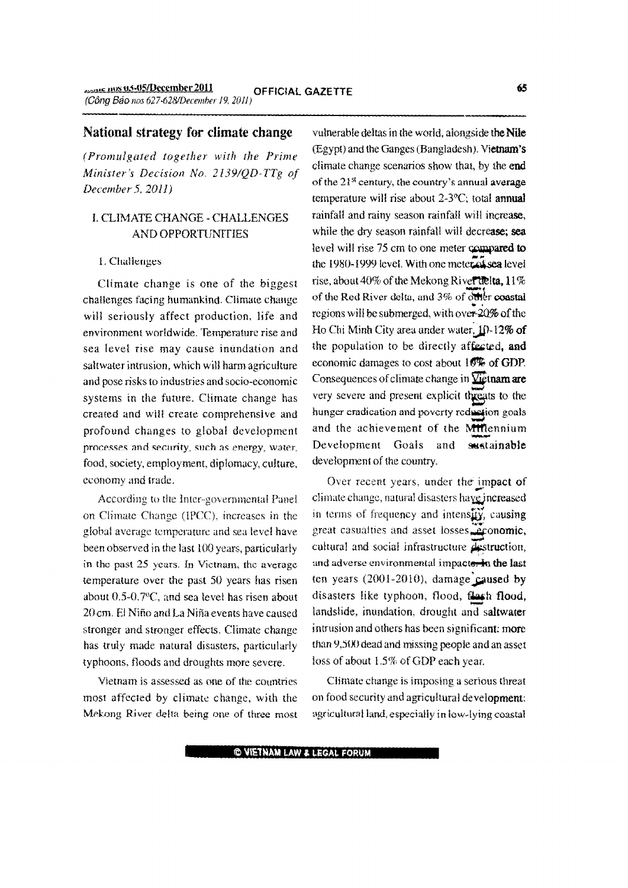## National strategy for climate change

*(Promulgated together with the Prime Minister's Decision No. 2139/QD-TTg of December 5, 2011)*

### I. CLIMATE CHANGE - CHALLENGES AND OPPORTUNITIES

1. Challenges

Climate change is one of the biggest challenges facing humankind. Climate change will seriously affect production, life and environment worldwide. Temperature rise and sea level rise may cause inundation and saltwater intrusion, which will harm agriculture and pose risks to industries and socio-economic systems in the future. Climate change has created and will create comprehensive and profound changes to global development processes and security, such as energy, water, food, society, employment, diplomacy, culture, economy and trade.

According to the Inter-governmental Panel on Climate Change (IPCC), increases in the global average temperature and sea level have been observed in the last 100 years, particularly in the past 25 years. In Vietnam, the average temperature over the past 50 years has risen about 0.5-0.7°C, and sea level has risen about 20 cm. El Niño and La Niña events have caused stronger and stronger effects. Climate change has truly made natural disasters, particularly typhoons, floods and droughts more severe.

Vietnam is assessed as one of the countries most affected by climate change, with the Mekong River delta being one of three most vulnerable deltas in the world, alongside the Nile (Egypt) and the Ganges (Bangladesh). Vietnam's climate change scenarios show that, by the end of the 21st century, the country's annual average temperature will rise about 2-3°C; total annual rainfall and rainy season rainfall will increase, while the dry season rainfall will decrease; sea level will rise 75 cm to one meter compared to the 1980-1999 level. With one meter of sea level rise, about 40% of the Mekong River delta, 11% of the Red River delta, and 3% of other coastal regions will be submerged, with over 20% of the Ho Chi Minh City area under water, 10-12% of the population to be directly affected, and economic damages to cost about 10% of GDP. Consequences of climate change in Vietnam are very severe and present explicit threats to the hunger eradication and poverty reduction goals and the achievement of the Millennium Development Goals and sustainable development of the country.

Over recent years, under the impact of climate change, natural disasters have increased in terms of frequency and intensity, causing great casualties and asset losses, economic, cultural and social infrastructure destruction, and adverse environmental impacts. In the last ten years (2001-2010), damage caused by disasters like typhoon, flood, flash flood, landslide, inundation, drought and saltwater intrusion and others has been significant: more than 9,500 dead and missing people and an asset loss of about 1.5% of GDP each year.

Climate change is imposing a serious threat on food security and agricultural development; agricultural land, especially in low-lying coastal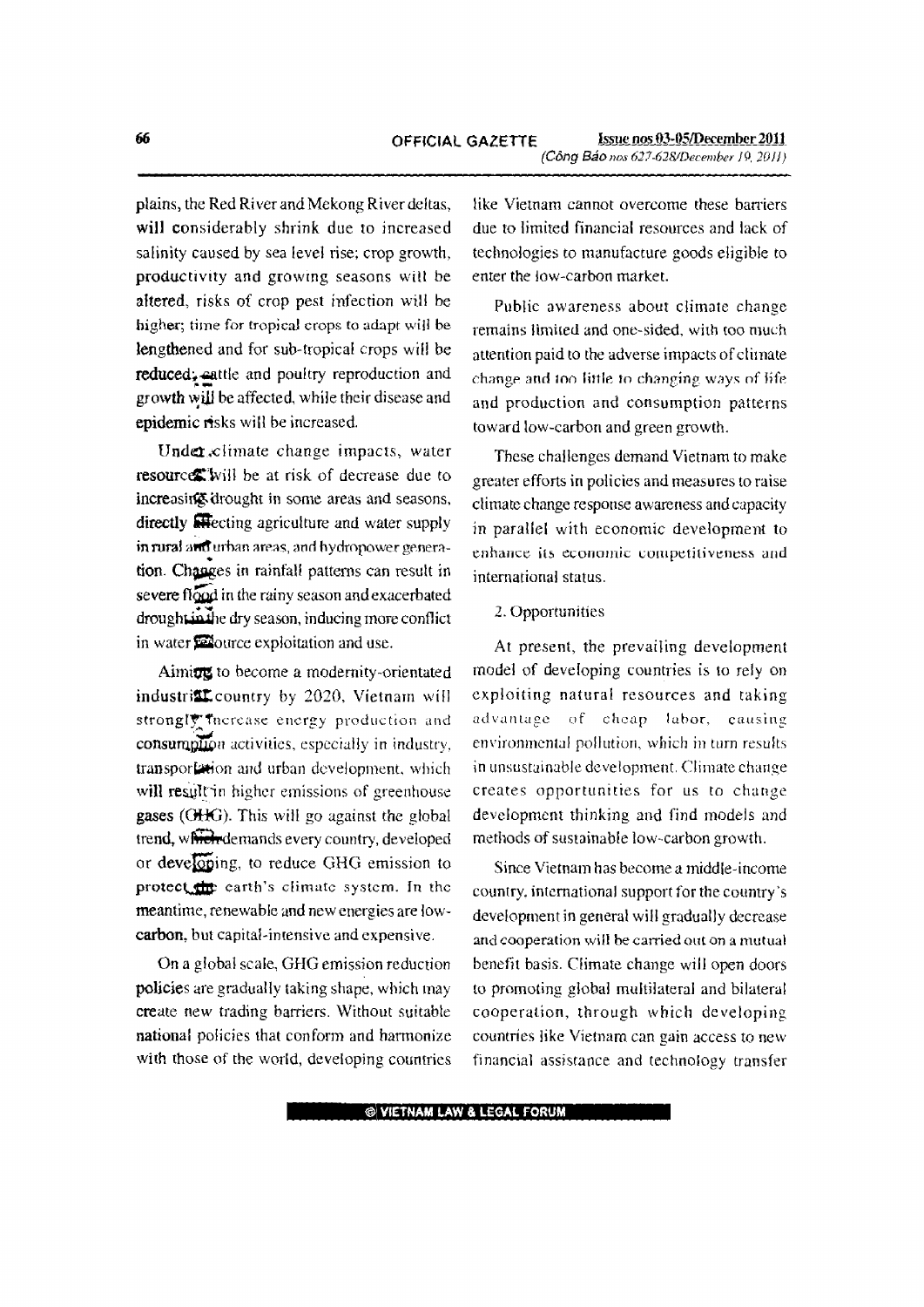plains, the Red River and Mekong River deltas, will considerably shrink due to increased salinity caused by sea level rise; crop growth, productivity and growing seasons will be altered, risks of crop pest infection will be higher; time for tropical crops to adapt will be lengthened and for sub-tropical crops will be reduced; cattle and poultry reproduction and growth will be affected, while their disease and epidemic risks will be increased.

Under climate change impacts, water resources will be at risk of decrease due to increasing drought in some areas and seasons, directly affecting agriculture and water supply in rural and urban areas, and hydropower generation. Changes in rainfall patterns can result in severe flood in the rainy season and exacerbated drought in the dry season, inducing more conflict in water resource exploitation and use.

Aiming to become a modernity-orientated industrial country by 2020, Vietnam will strongly increase energy production and consumption activities, especially in industry, transportation and urban development, which will result in higher emissions of greenhouse gases (GHG). This will go against the global trend, which demands every country, developed or developing, to reduce GHG emission to protect the earth's climate system. In the meantime, renewable and new energies are low-carbon, but capital-intensive and expensive.

On a global scale, GHG emission reduction policies are gradually taking shape, which may create new trading barriers. Without suitable national policies that conform and harmonize with those of the world, developing countries like Vietnam cannot overcome these barriers due to limited financial resources and lack of technologies to manufacture goods eligible to enter the low-carbon market.

Public awareness about climate change remains limited and one-sided, with too much attention paid to the adverse impacts of climate change and too little to changing ways of life and production and consumption patterns toward low-carbon and green growth.

These challenges demand Vietnam to make greater efforts in policies and measures to raise climate change response awareness and capacity in parallel with economic development to enhance its economic competitiveness and international status.

2. Opportunities

At present, the prevailing development model of developing countries is to rely on exploiting natural resources and taking advantage of cheap labor, causing environmental pollution, which in turn results in unsustainable development. Climate change creates opportunities for us to change development thinking and find models and methods of sustainable low-carbon growth.

Since Vietnam has become a middle-income country, international support for the country's development in general will gradually decrease and cooperation will be carried out on a mutual benefit basis. Climate change will open doors to promoting global multilateral and bilateral cooperation, through which developing countries like Vietnam can gain access to new financial assistance and technology transfer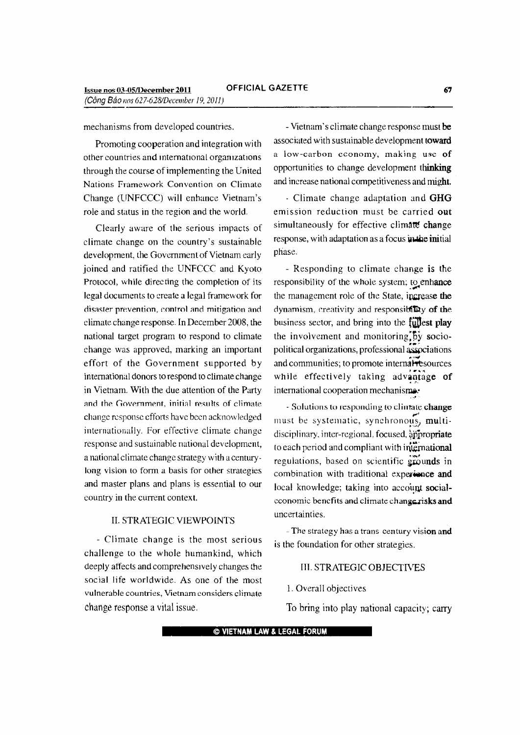mechanisms from developed countries.

Promoting cooperation and integration with other countries and international organizations through the course of implementing the United Nations Framework Convention on Climate Change (UNFCCC) will enhance Vietnam's role and status in the region and the world.

Clearly aware of the serious impacts of climate change on the country's sustainable development, the Government of Vietnam early joined and ratified the UNFCCC and Kyoto Protocol, while directing the completion of its legal documents to create a legal framework for disaster prevention, control and mitigation and climate change response. In December 2008, the national target program to respond to climate change was approved, marking an important effort of the Government supported by international donors to respond to climate change in Vietnam. With the due attention of the Party and the Government, initial results of climate change response efforts have been acknowledged internationally. For effective climate change response and sustainable national development, a national climate change strategy with a century-long vision to form a basis for other strategies and master plans and plans is essential to our country in the current context.

## II. STRATEGIC VIEWPOINTS

- Climate change is the most serious challenge to the whole humankind, which deeply affects and comprehensively changes the social life worldwide. As one of the most vulnerable countries, Vietnam considers climate change response a vital issue.

- Vietnam's climate change response must be associated with sustainable development toward a low-carbon economy, making use of opportunities to change development thinking and increase national competitiveness and might.

- Climate change adaptation and GHG emission reduction must be carried out simultaneously for effective climate change response, with adaptation as a focus in the initial phase.

- Responding to climate change is the responsibility of the whole system; to enhance the management role of the State, increase the dynamism, creativity and responsibility of the business sector, and bring into the fullest play the involvement and monitoring by socio-political organizations, professional associations and communities; to promote internal resources while effectively taking advantage of international cooperation mechanisms.

- Solutions to responding to climate change must be systematic, synchronous, multi-disciplinary, inter-regional, focused, appropriate to each period and compliant with international regulations, based on scientific grounds in combination with traditional experience and local knowledge; taking into account social-economic benefits and climate change risks and uncertainties.

- The strategy has a trans century vision and is the foundation for other strategies.

## III. STRATEGIC OBJECTIVES

1. Overall objectives

To bring into play national capacity; carry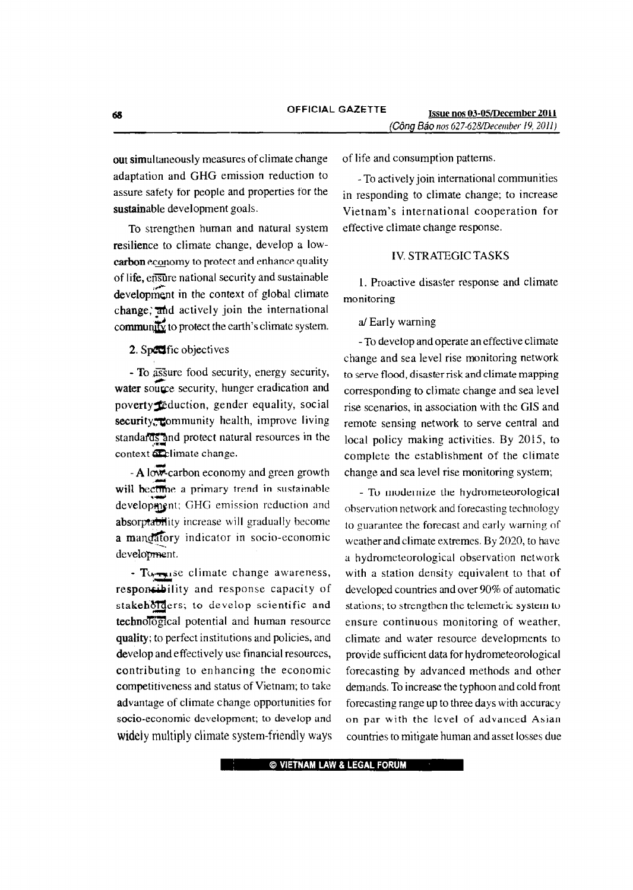out simultaneously measures of climate change adaptation and GHG emission reduction to assure safety for people and properties for the sustainable development goals.

To strengthen human and natural system resilience to climate change, develop a low-carbon economy to protect and enhance quality of life, ensure national security and sustainable development in the context of global climate change; and actively join the international community to protect the earth's climate system.

2. Specific objectives

- To assure food security, energy security, water source security, hunger eradication and poverty reduction, gender equality, social security, community health, improve living standards and protect natural resources in the context of climate change.

- A low-carbon economy and green growth will become a primary trend in sustainable development; GHG emission reduction and absorptability increase will gradually become a mandatory indicator in socio-economic development.

- To raise climate change awareness, responsibility and response capacity of stakeholders; to develop scientific and technological potential and human resource quality; to perfect institutions and policies, and develop and effectively use financial resources, contributing to enhancing the economic competitiveness and status of Vietnam; to take advantage of climate change opportunities for socio-economic development; to develop and widely multiply climate system-friendly ways of life and consumption patterns.

- To actively join international communities in responding to climate change; to increase Vietnam's international cooperation for effective climate change response.

## IV. STRATEGIC TASKS

1. Proactive disaster response and climate monitoring

a/ Early warning

- To develop and operate an effective climate change and sea level rise monitoring network to serve flood, disaster risk and climate mapping corresponding to climate change and sea level rise scenarios, in association with the GIS and remote sensing network to serve central and local policy making activities. By 2015, to complete the establishment of the climate change and sea level rise monitoring system;

- To modernize the hydrometeorological observation network and forecasting technology to guarantee the forecast and early warning of weather and climate extremes. By 2020, to have a hydrometeorological observation network with a station density equivalent to that of developed countries and over 90% of automatic stations; to strengthen the telemetric system to ensure continuous monitoring of weather, climate and water resource developments to provide sufficient data for hydrometeorological forecasting by advanced methods and other demands. To increase the typhoon and cold front forecasting range up to three days with accuracy on par with the level of advanced Asian countries to mitigate human and asset losses due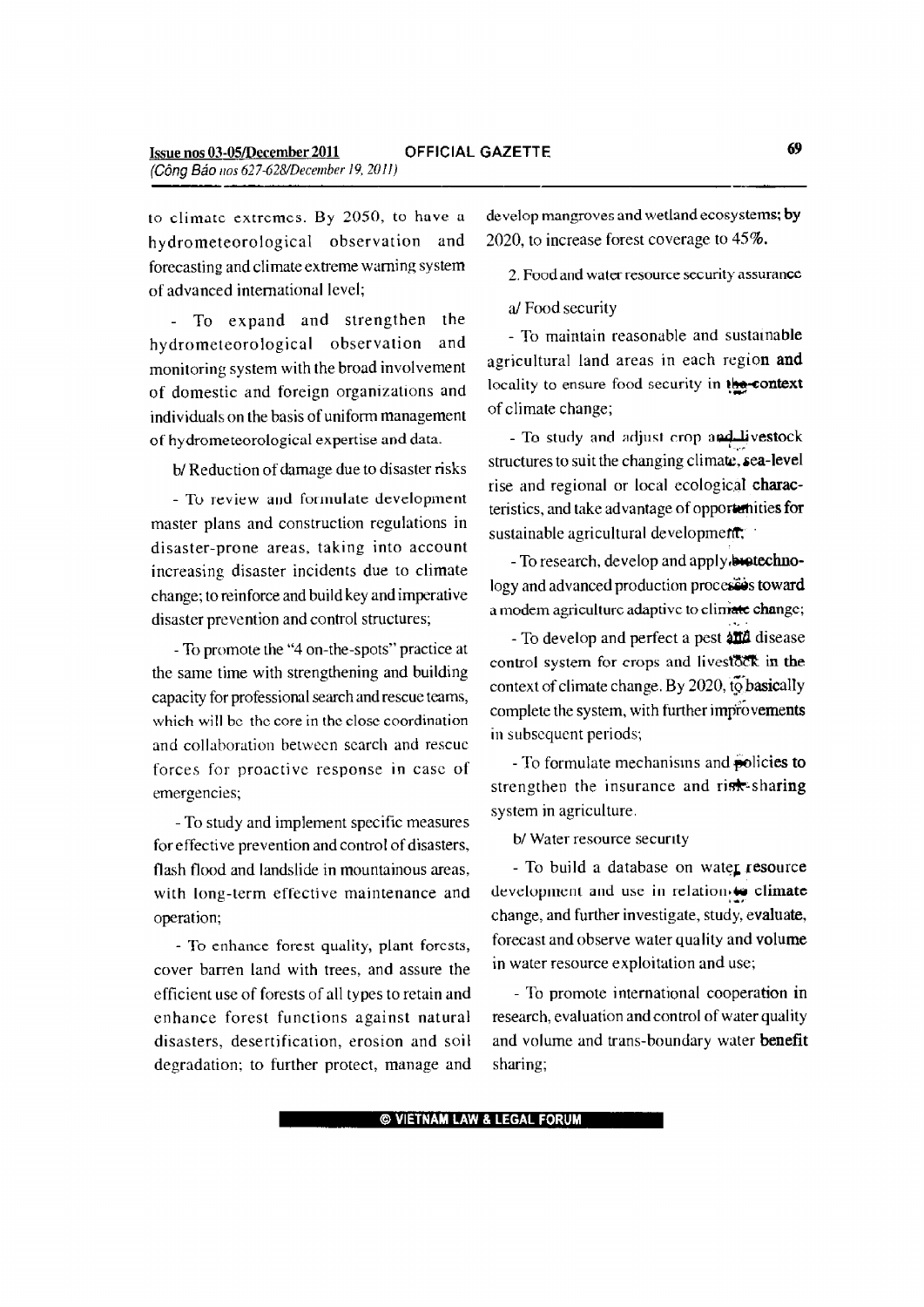to climate extremes. By 2050, to have a hydrometeorological observation and forecasting and climate extreme warning system of advanced international level;

- To expand and strengthen the hydrometeorological observation and monitoring system with the broad involvement of domestic and foreign organizations and individuals on the basis of uniform management of hydrometeorological expertise and data.

b/ Reduction of damage due to disaster risks

- To review and formulate development master plans and construction regulations in disaster-prone areas, taking into account increasing disaster incidents due to climate change; to reinforce and build key and imperative disaster prevention and control structures;

- To promote the "4 on-the-spots" practice at the same time with strengthening and building capacity for professional search and rescue teams, which will be the core in the close coordination and collaboration between search and rescue forces for proactive response in case of emergencies;

- To study and implement specific measures for effective prevention and control of disasters, flash flood and landslide in mountainous areas, with long-term effective maintenance and operation;

- To enhance forest quality, plant forests, cover barren land with trees, and assure the efficient use of forests of all types to retain and enhance forest functions against natural disasters, desertification, erosion and soil degradation; to further protect, manage and develop mangroves and wetland ecosystems; by 2020, to increase forest coverage to 45%.

2. Food and water resource security assurance

a/ Food security

- To maintain reasonable and sustainable agricultural land areas in each region and locality to ensure food security in the context of climate change;

- To study and adjust crop and livestock structures to suit the changing climate, sea-level rise and regional or local ecological characteristics, and take advantage of opportunities for sustainable agricultural development;

- To research, develop and apply biotechnology and advanced production processes toward a modern agriculture adaptive to climate change;

- To develop and perfect a pest and disease control system for crops and livestock in the context of climate change. By 2020, to basically complete the system, with further improvements in subsequent periods;

- To formulate mechanisms and policies to strengthen the insurance and risk-sharing system in agriculture.

b/ Water resource security

- To build a database on water resource development and use in relation to climate change, and further investigate, study, evaluate, forecast and observe water quality and volume in water resource exploitation and use;

- To promote international cooperation in research, evaluation and control of water quality and volume and trans-boundary water benefit sharing;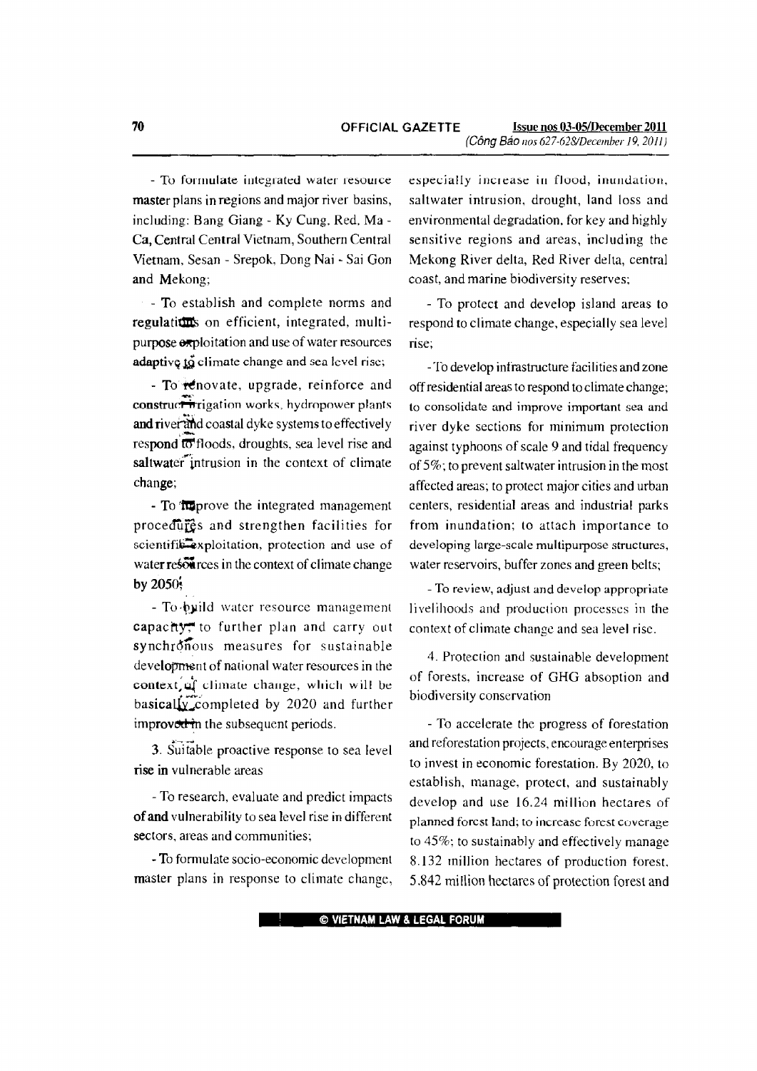- To formulate integrated water resource master plans in regions and major river basins, including: Bang Giang - Ky Cung, Red, Ma - Ca, Central Central Vietnam, Southern Central Vietnam, Sesan - Srepok, Dong Nai - Sai Gon and Mekong;

- To establish and complete norms and regulations on efficient, integrated, multi-purpose exploitation and use of water resources adaptive to climate change and sea level rise;

- To renovate, upgrade, reinforce and construct irrigation works, hydropower plants and river and coastal dyke systems to effectively respond to floods, droughts, sea level rise and saltwater intrusion in the context of climate change;

- To improve the integrated management procedures and strengthen facilities for scientific exploitation, protection and use of water resources in the context of climate change by 2050;

- To build water resource management capacity, to further plan and carry out synchronous measures for sustainable development of national water resources in the context of climate change, which will be basically completed by 2020 and further improved in the subsequent periods.

3. Suitable proactive response to sea level rise in vulnerable areas

- To research, evaluate and predict impacts of and vulnerability to sea level rise in different sectors, areas and communities;

- To formulate socio-economic development master plans in response to climate change, especially increase in flood, inundation, saltwater intrusion, drought, land loss and environmental degradation, for key and highly sensitive regions and areas, including the Mekong River delta, Red River delta, central coast, and marine biodiversity reserves;

- To protect and develop island areas to respond to climate change, especially sea level rise;

- To develop infrastructure facilities and zone off residential areas to respond to climate change; to consolidate and improve important sea and river dyke sections for minimum protection against typhoons of scale 9 and tidal frequency of 5%; to prevent saltwater intrusion in the most affected areas; to protect major cities and urban centers, residential areas and industrial parks from inundation; to attach importance to developing large-scale multipurpose structures, water reservoirs, buffer zones and green belts;

- To review, adjust and develop appropriate livelihoods and production processes in the context of climate change and sea level rise.

4. Protection and sustainable development of forests, increase of GHG absoption and biodiversity conservation

- To accelerate the progress of forestation and reforestation projects, encourage enterprises to invest in economic forestation. By 2020, to establish, manage, protect, and sustainably develop and use 16.24 million hectares of planned forest land; to increase forest coverage to 45%; to sustainably and effectively manage 8.132 million hectares of production forest, 5.842 million hectares of protection forest and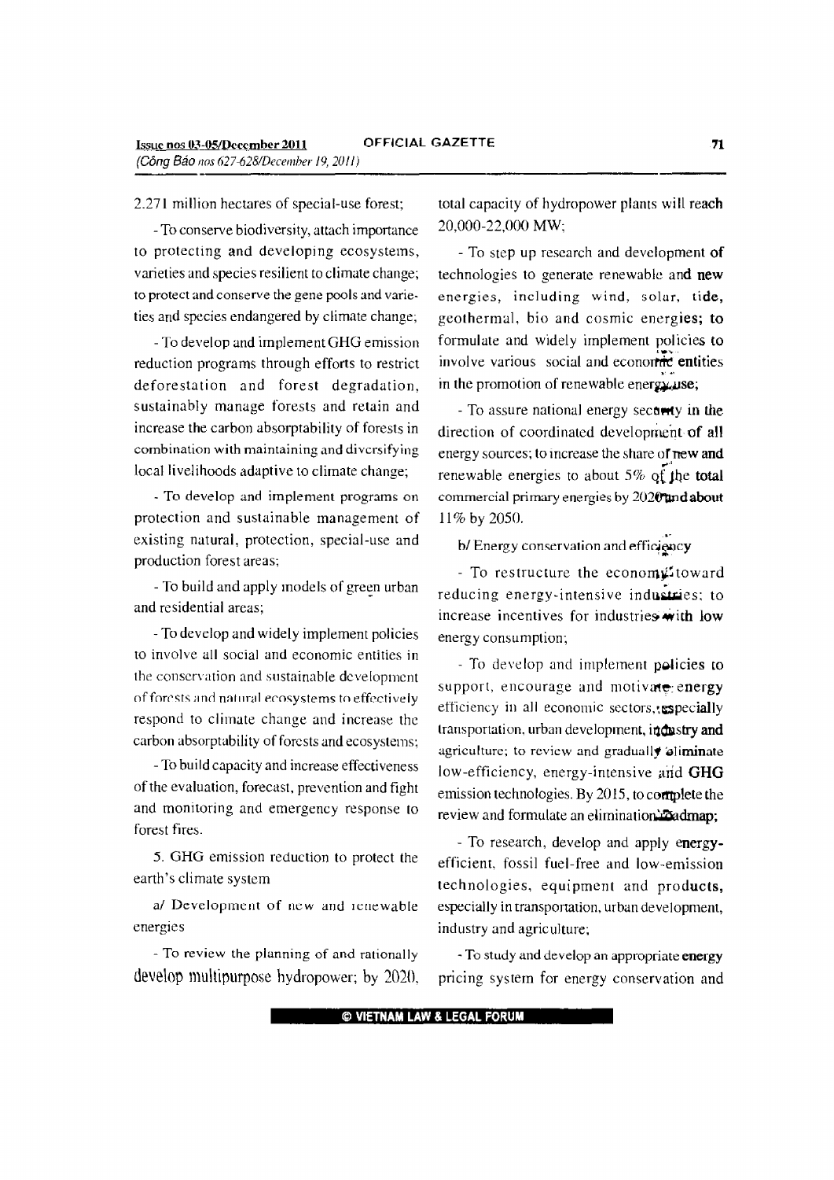2.271 million hectares of special-use forest;

- To conserve biodiversity, attach importance to protecting and developing ecosystems, varieties and species resilient to climate change; to protect and conserve the gene pools and varieties and species endangered by climate change;

- To develop and implement GHG emission reduction programs through efforts to restrict deforestation and forest degradation, sustainably manage forests and retain and increase the carbon absorptability of forests in combination with maintaining and diversifying local livelihoods adaptive to climate change;

- To develop and implement programs on protection and sustainable management of existing natural, protection, special-use and production forest areas;

- To build and apply models of green urban and residential areas;

- To develop and widely implement policies to involve all social and economic entities in the conservation and sustainable development of forests and natural ecosystems to effectively respond to climate change and increase the carbon absorptability of forests and ecosystems;

- To build capacity and increase effectiveness of the evaluation, forecast, prevention and fight and monitoring and emergency response to forest fires.

5. GHG emission reduction to protect the earth's climate system

a/ Development of new and renewable energies

- To review the planning of and rationally develop multipurpose hydropower; by 2020, total capacity of hydropower plants will reach 20,000-22,000 MW;

- To step up research and development of technologies to generate renewable and new energies, including wind, solar, tide, geothermal, bio and cosmic energies; to formulate and widely implement policies to involve various social and economic entities in the promotion of renewable energy use;

- To assure national energy security in the direction of coordinated development of all energy sources; to increase the share of new and renewable energies to about 5% of the total commercial primary energies by 2020 and about 11% by 2050.

b/ Energy conservation and efficiency

- To restructure the economy toward reducing energy-intensive industries; to increase incentives for industries with low energy consumption;

- To develop and implement policies to support, encourage and motivate energy efficiency in all economic sectors, especially transportation, urban development, industry and agriculture; to review and gradually eliminate low-efficiency, energy-intensive and GHG emission technologies. By 2015, to complete the review and formulate an elimination roadmap;

- To research, develop and apply energy-efficient, fossil fuel-free and low-emission technologies, equipment and products, especially in transportation, urban development, industry and agriculture;

- To study and develop an appropriate energy pricing system for energy conservation and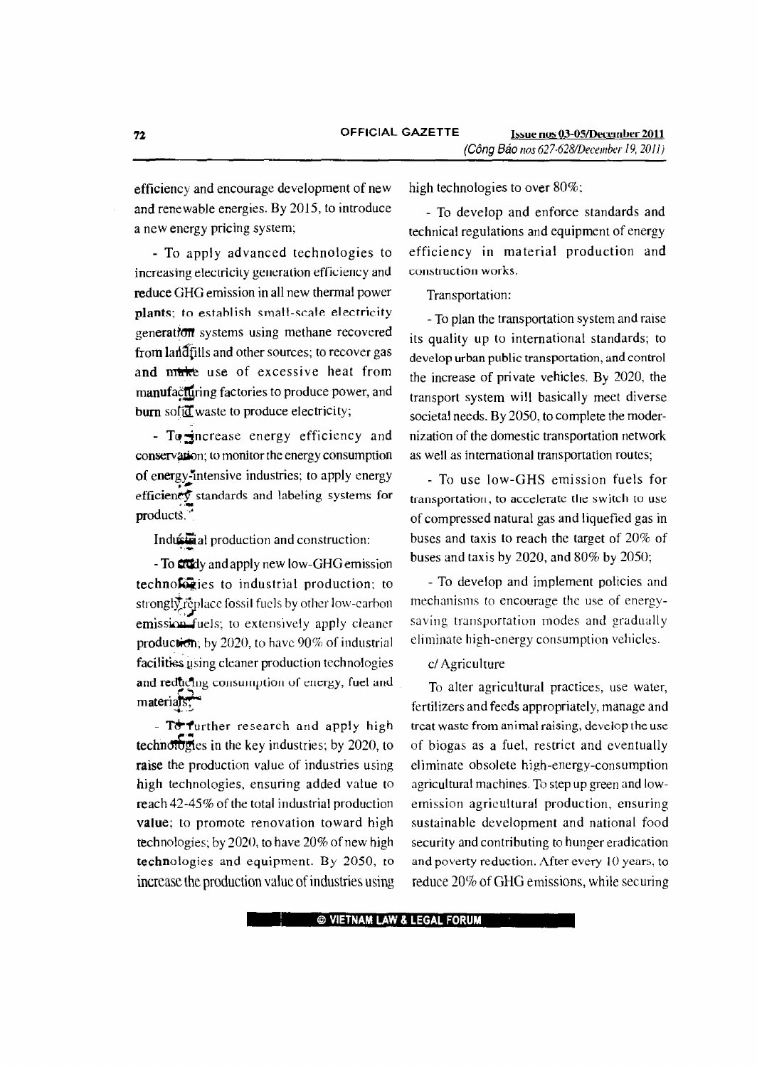efficiency and encourage development of new and renewable energies. By 2015, to introduce a new energy pricing system;

- To apply advanced technologies to increasing electricity generation efficiency and reduce GHG emission in all new thermal power plants; to establish small-scale electricity generation systems using methane recovered from landfills and other sources; to recover gas and make use of excessive heat from manufacturing factories to produce power, and burn solid waste to produce electricity;

- To increase energy efficiency and conservation; to monitor the energy consumption of energy-intensive industries; to apply energy efficiency standards and labeling systems for products.

Industrial production and construction:

- To study and apply new low-GHG emission technologies to industrial production; to strongly replace fossil fuels by other low-carbon emission fuels; to extensively apply cleaner production; by 2020, to have 90% of industrial facilities using cleaner production technologies and reducing consumption of energy, fuel and materials;

- To further research and apply high technologies in the key industries; by 2020, to raise the production value of industries using high technologies, ensuring added value to reach 42-45% of the total industrial production value; to promote renovation toward high technologies; by 2020, to have 20% of new high technologies and equipment. By 2050, to increase the production value of industries using high technologies to over 80%;

- To develop and enforce standards and technical regulations and equipment of energy efficiency in material production and construction works.

Transportation:

- To plan the transportation system and raise its quality up to international standards; to develop urban public transportation, and control the increase of private vehicles. By 2020, the transport system will basically meet diverse societal needs. By 2050, to complete the modernization of the domestic transportation network as well as international transportation routes;

- To use low-GHS emission fuels for transportation, to accelerate the switch to use of compressed natural gas and liquefied gas in buses and taxis to reach the target of 20% of buses and taxis by 2020, and 80% by 2050;

- To develop and implement policies and mechanisms to encourage the use of energy-saving transportation modes and gradually eliminate high-energy consumption vehicles.

c/ Agriculture

To alter agricultural practices, use water, fertilizers and feeds appropriately, manage and treat waste from animal raising, develop the use of biogas as a fuel, restrict and eventually eliminate obsolete high-energy-consumption agricultural machines. To step up green and low-emission agricultural production, ensuring sustainable development and national food security and contributing to hunger eradication and poverty reduction. After every 10 years, to reduce 20% of GHG emissions, while securing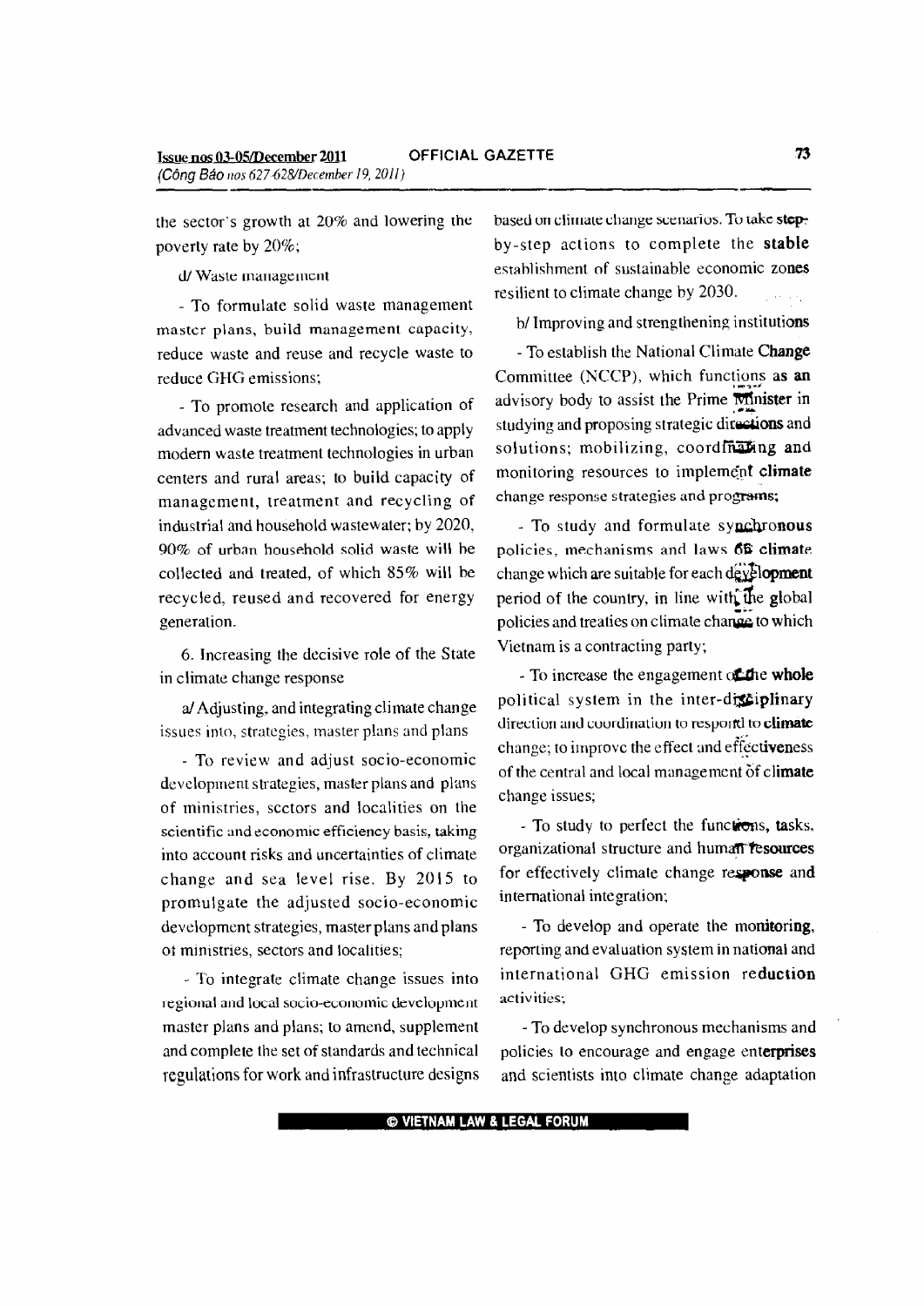the sector's growth at 20% and lowering the poverty rate by 20%;

d/ Waste management

- To formulate solid waste management master plans, build management capacity, reduce waste and reuse and recycle waste to reduce GHG emissions;

- To promote research and application of advanced waste treatment technologies; to apply modern waste treatment technologies in urban centers and rural areas; to build capacity of management, treatment and recycling of industrial and household wastewater; by 2020, 90% of urban household solid waste will be collected and treated, of which 85% will be recycled, reused and recovered for energy generation.

6. Increasing the decisive role of the State in climate change response

a/ Adjusting, and integrating climate change issues into, strategies, master plans and plans

- To review and adjust socio-economic development strategies, master plans and plans of ministries, sectors and localities on the scientific and economic efficiency basis, taking into account risks and uncertainties of climate change and sea level rise. By 2015 to promulgate the adjusted socio-economic development strategies, master plans and plans of ministries, sectors and localities;

- To integrate climate change issues into regional and local socio-economic development master plans and plans; to amend, supplement and complete the set of standards and technical regulations for work and infrastructure designs based on climate change scenarios. To take step-by-step actions to complete the stable establishment of sustainable economic zones resilient to climate change by 2030.

b/ Improving and strengthening institutions

- To establish the National Climate Change Committee (NCCP), which functions as an advisory body to assist the Prime Minister in studying and proposing strategic directions and solutions; mobilizing, coordinating and monitoring resources to implement climate change response strategies and programs;

- To study and formulate synchronous policies, mechanisms and laws on climate change which are suitable for each development period of the country, in line with the global policies and treaties on climate change to which Vietnam is a contracting party;

- To increase the engagement of the whole political system in the inter-disciplinary direction and coordination to respond to climate change; to improve the effect and effectiveness of the central and local management of climate change issues;

- To study to perfect the functions, tasks, organizational structure and human resources for effectively climate change response and international integration;

- To develop and operate the monitoring, reporting and evaluation system in national and international GHG emission reduction activities;

- To develop synchronous mechanisms and policies to encourage and engage enterprises and scientists into climate change adaptation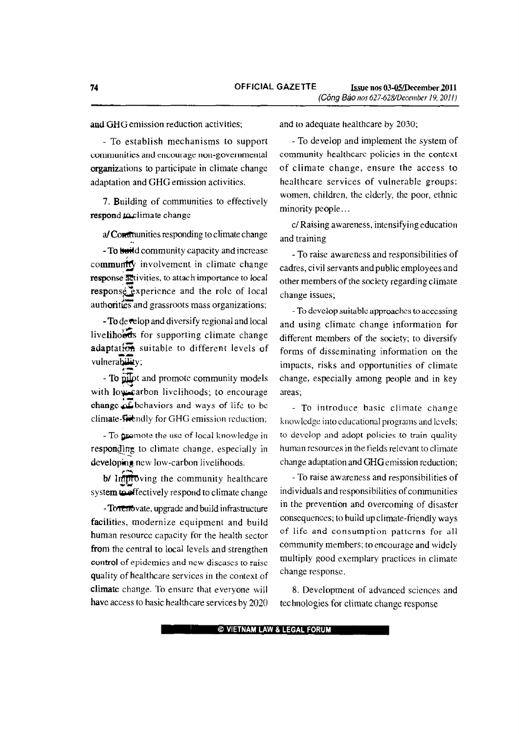and GHG emission reduction activities;

- To establish mechanisms to support communities and encourage non-governmental organizations to participate in climate change adaptation and GHG emission activities.

7. Building of communities to effectively respond to climate change

a/ Communities responding to climate change

- To build community capacity and increase community involvement in climate change response activities, to attach importance to local response experience and the role of local authorities and grassroots mass organizations;

- To develop and diversify regional and local livelihoods for supporting climate change adaptation suitable to different levels of vulnerability;

- To pilot and promote community models with low-carbon livelihoods; to encourage change of behaviors and ways of life to be climate-friendly for GHG emission reduction;

- To promote the use of local knowledge in responding to climate change, especially in developing new low-carbon livelihoods.

b/ Improving the community healthcare system to effectively respond to climate change

- To renovate, upgrade and build infrastructure facilities, modernize equipment and build human resource capacity for the health sector from the central to local levels and strengthen control of epidemics and new diseases to raise quality of healthcare services in the context of climate change. To ensure that everyone will have access to basic healthcare services by 2020 and to adequate healthcare by 2030;

- To develop and implement the system of community healthcare policies in the context of climate change, ensure the access to healthcare services of vulnerable groups: women, children, the elderly, the poor, ethnic minority people...

c/ Raising awareness, intensifying education and training

- To raise awareness and responsibilities of cadres, civil servants and public employees and other members of the society regarding climate change issues;

- To develop suitable approaches to accessing and using climate change information for different members of the society; to diversify forms of disseminating information on the impacts, risks and opportunities of climate change, especially among people and in key areas;

- To introduce basic climate change knowledge into educational programs and levels; to develop and adopt policies to train quality human resources in the fields relevant to climate change adaptation and GHG emission reduction;

- To raise awareness and responsibilities of individuals and responsibilities of communities in the prevention and overcoming of disaster consequences; to build up climate-friendly ways of life and consumption patterns for all community members; to encourage and widely multiply good exemplary practices in climate change response.

8. Development of advanced sciences and technologies for climate change response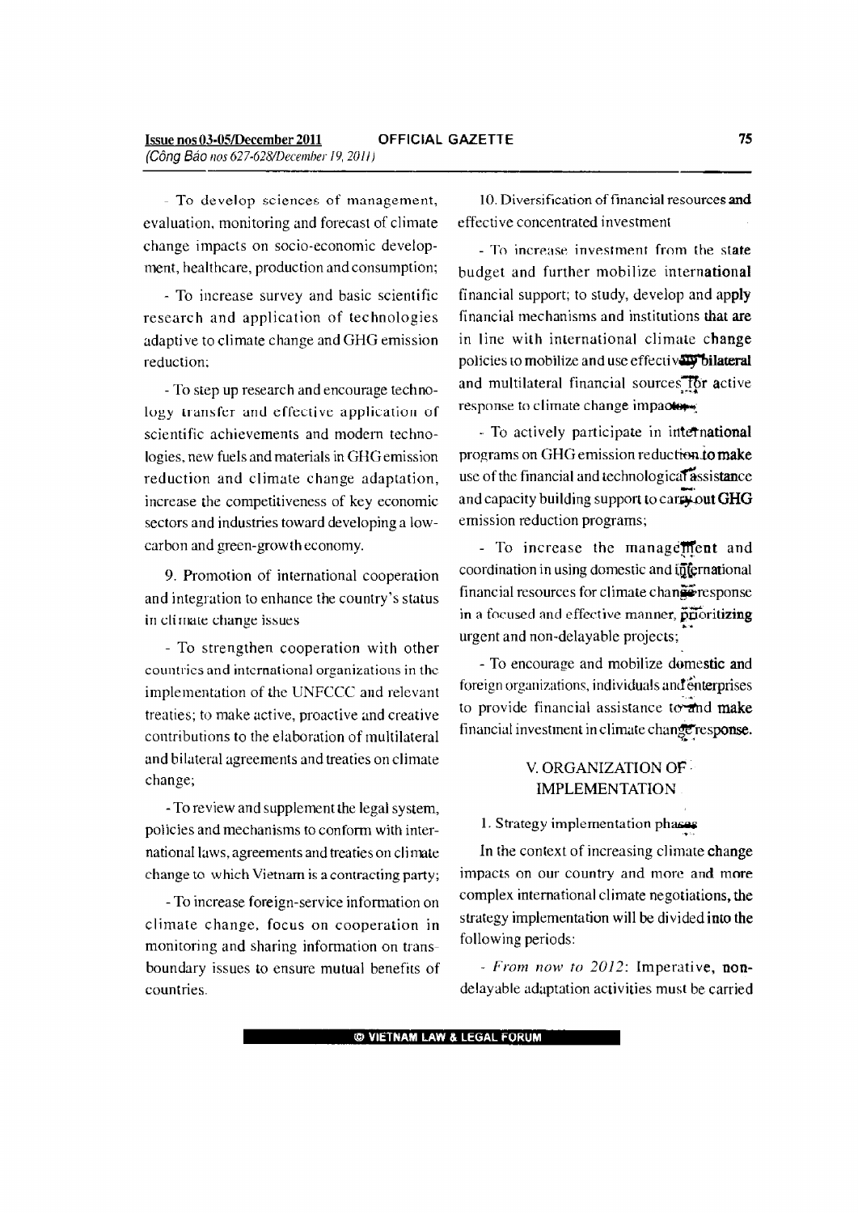- To develop sciences of management, evaluation, monitoring and forecast of climate change impacts on socio-economic development, healthcare, production and consumption;

- To increase survey and basic scientific research and application of technologies adaptive to climate change and GHG emission reduction;

- To step up research and encourage technology transfer and effective application of scientific achievements and modern technologies, new fuels and materials in GHG emission reduction and climate change adaptation, increase the competitiveness of key economic sectors and industries toward developing a low-carbon and green-growth economy.

9. Promotion of international cooperation and integration to enhance the country's status in climate change issues

- To strengthen cooperation with other countries and international organizations in the implementation of the UNFCCC and relevant treaties; to make active, proactive and creative contributions to the elaboration of multilateral and bilateral agreements and treaties on climate change;

- To review and supplement the legal system, policies and mechanisms to conform with international laws, agreements and treaties on climate change to which Vietnam is a contracting party;

- To increase foreign-service information on climate change, focus on cooperation in monitoring and sharing information on trans-boundary issues to ensure mutual benefits of countries.

10. Diversification of financial resources and effective concentrated investment

- To increase investment from the state budget and further mobilize international financial support; to study, develop and apply financial mechanisms and institutions that are in line with international climate change policies to mobilize and use effectively bilateral and multilateral financial sources for active response to climate change impacts;

- To actively participate in international programs on GHG emission reduction to make use of the financial and technological assistance and capacity building support to carry out GHG emission reduction programs;

- To increase the management and coordination in using domestic and international financial resources for climate change response in a focused and effective manner, prioritizing urgent and non-delayable projects;

- To encourage and mobilize domestic and foreign organizations, individuals and enterprises to provide financial assistance to and make financial investment in climate change response.

## V. ORGANIZATION OF IMPLEMENTATION

1. Strategy implementation phases

In the context of increasing climate change impacts on our country and more and more complex international climate negotiations, the strategy implementation will be divided into the following periods:

- *From now to 2012*: Imperative, non-delayable adaptation activities must be carried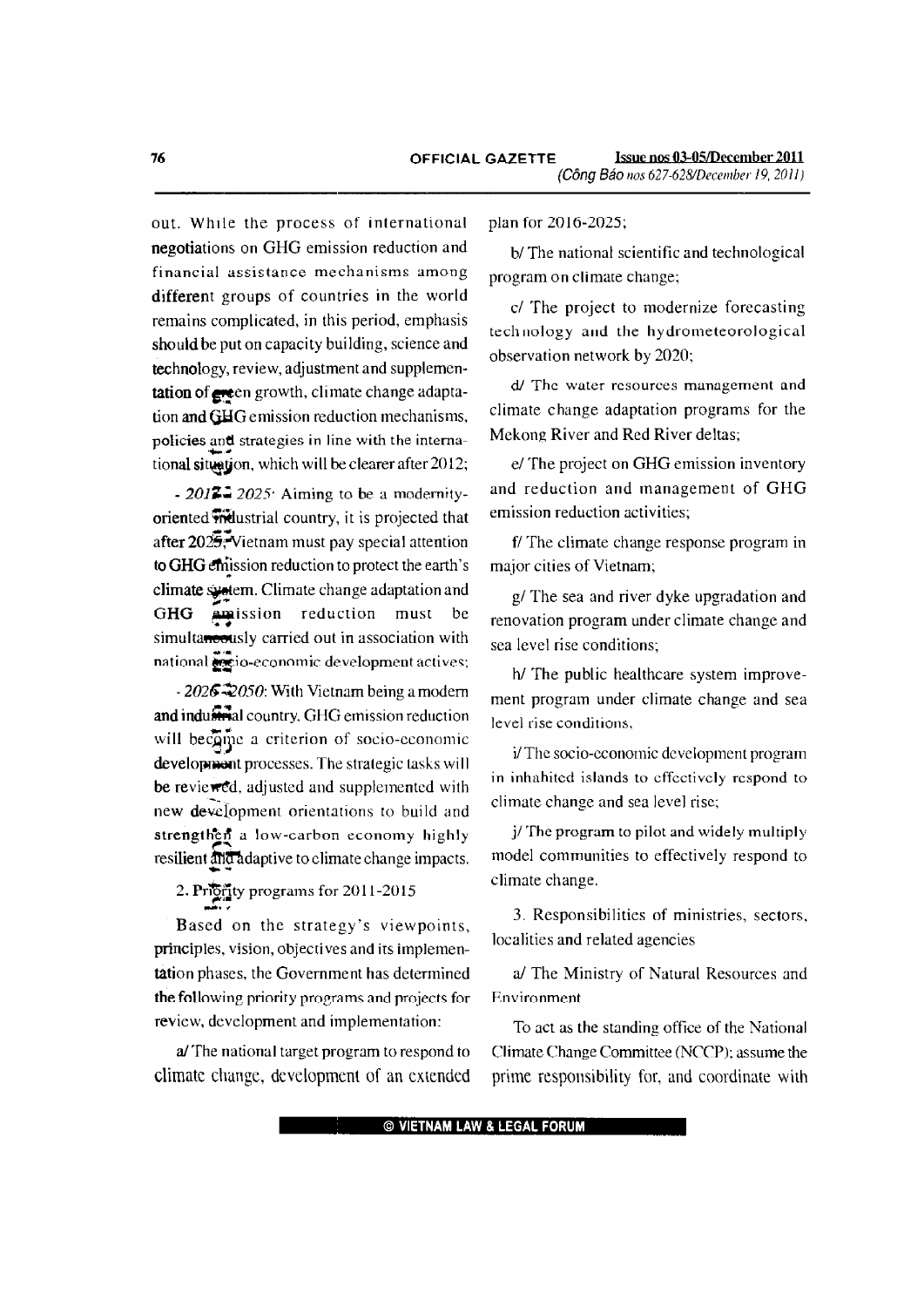out. While the process of international negotiations on GHG emission reduction and financial assistance mechanisms among different groups of countries in the world remains complicated, in this period, emphasis should be put on capacity building, science and technology, review, adjustment and supplementation of green growth, climate change adaptation and GHG emission reduction mechanisms, policies and strategies in line with the international situation, which will be clearer after 2012;

- *2012- 2025*: Aiming to be a modernity-oriented industrial country, it is projected that after 2025, Vietnam must pay special attention to GHG emission reduction to protect the earth's climate system. Climate change adaptation and GHG emission reduction must be simultaneously carried out in association with national socio-economic development actives;

- *2026-2050*: With Vietnam being a modern and industrial country, GHG emission reduction will become a criterion of socio-economic development processes. The strategic tasks will be reviewed, adjusted and supplemented with new development orientations to build and strengthen a low-carbon economy highly resilient and adaptive to climate change impacts.

2. Priority programs for 2011-2015

Based on the strategy's viewpoints, principles, vision, objectives and its implementation phases, the Government has determined the following priority programs and projects for review, development and implementation:

a/ The national target program to respond to climate change, development of an extended plan for 2016-2025;

b/ The national scientific and technological program on climate change;

c/ The project to modernize forecasting technology and the hydrometeorological observation network by 2020;

d/ The water resources management and climate change adaptation programs for the Mekong River and Red River deltas;

e/ The project on GHG emission inventory and reduction and management of GHG emission reduction activities;

f/ The climate change response program in major cities of Vietnam;

g/ The sea and river dyke upgradation and renovation program under climate change and sea level rise conditions;

h/ The public healthcare system improvement program under climate change and sea level rise conditions;

i/ The socio-economic development program in inhabited islands to effectively respond to climate change and sea level rise;

j/ The program to pilot and widely multiply model communities to effectively respond to climate change.

3. Responsibilities of ministries, sectors, localities and related agencies

a/ The Ministry of Natural Resources and Environment

To act as the standing office of the National Climate Change Committee (NCCP); assume the prime responsibility for, and coordinate with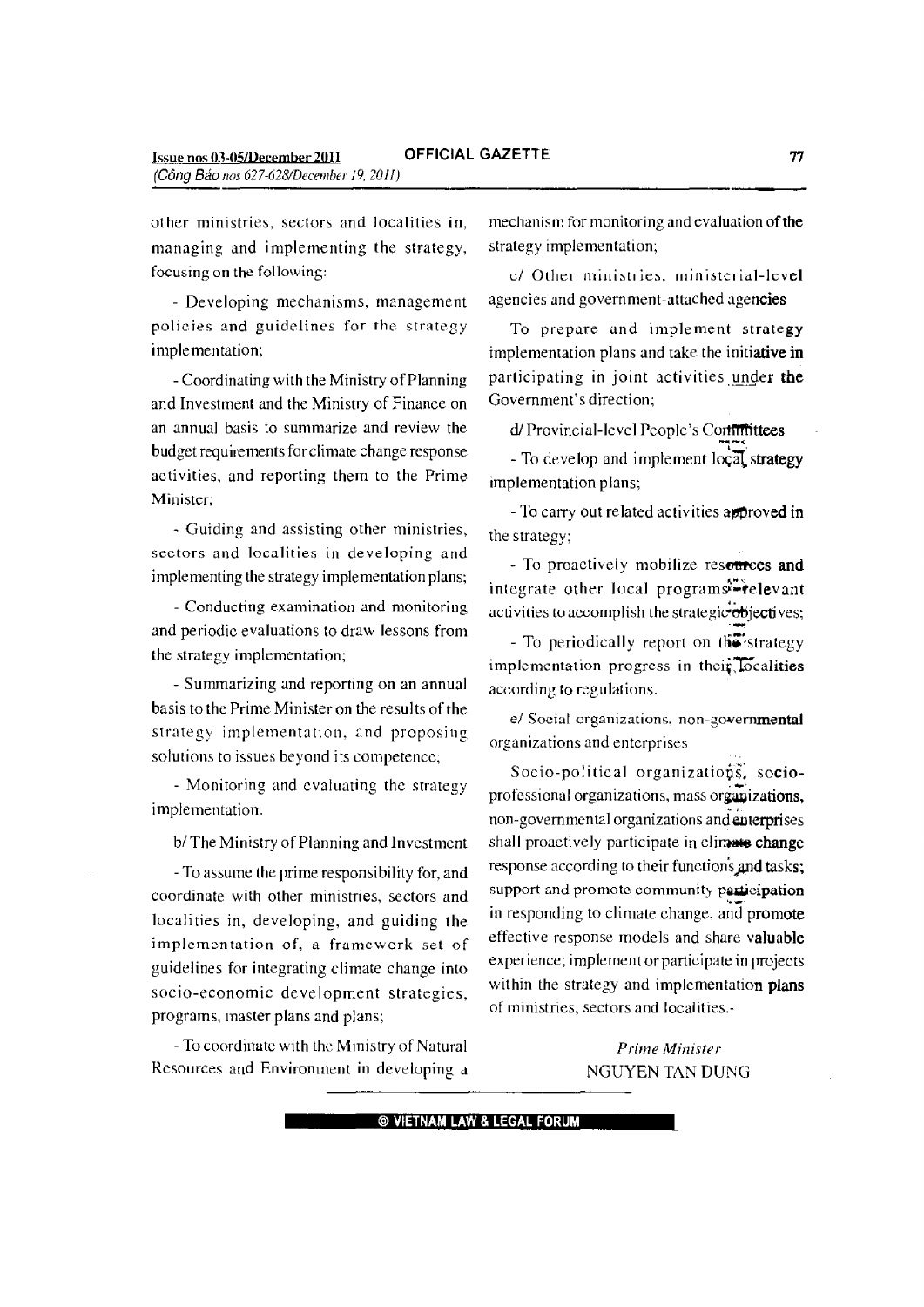other ministries, sectors and localities in, managing and implementing the strategy, focusing on the following:

- Developing mechanisms, management policies and guidelines for the strategy implementation;

- Coordinating with the Ministry of Planning and Investment and the Ministry of Finance on an annual basis to summarize and review the budget requirements for climate change response activities, and reporting them to the Prime Minister;

- Guiding and assisting other ministries, sectors and localities in developing and implementing the strategy implementation plans;

- Conducting examination and monitoring and periodic evaluations to draw lessons from the strategy implementation;

- Summarizing and reporting on an annual basis to the Prime Minister on the results of the strategy implementation, and proposing solutions to issues beyond its competence;

- Monitoring and evaluating the strategy implementation.

b/ The Ministry of Planning and Investment

- To assume the prime responsibility for, and coordinate with other ministries, sectors and localities in, developing, and guiding the implementation of, a framework set of guidelines for integrating climate change into socio-economic development strategies, programs, master plans and plans;

- To coordinate with the Ministry of Natural Resources and Environment in developing a mechanism for monitoring and evaluation of the strategy implementation;

c/ Other ministries, ministerial-level agencies and government-attached agencies

To prepare and implement strategy implementation plans and take the initiative in participating in joint activities under the Government's direction;

d/ Provincial-level People's Committees

- To develop and implement local strategy implementation plans;

- To carry out related activities approved in the strategy;

- To proactively mobilize resources and integrate other local programs' relevant activities to accomplish the strategic objectives;

- To periodically report on the strategy implementation progress in their localities according to regulations.

e/ Social organizations, non-governmental organizations and enterprises

Socio-political organizations, socio-professional organizations, mass organizations, non-governmental organizations and enterprises shall proactively participate in climate change response according to their functions and tasks; support and promote community participation in responding to climate change, and promote effective response models and share valuable experience; implement or participate in projects within the strategy and implementation plans of ministries, sectors and localities.-

*Prime Minister*
NGUYEN TAN DUNG